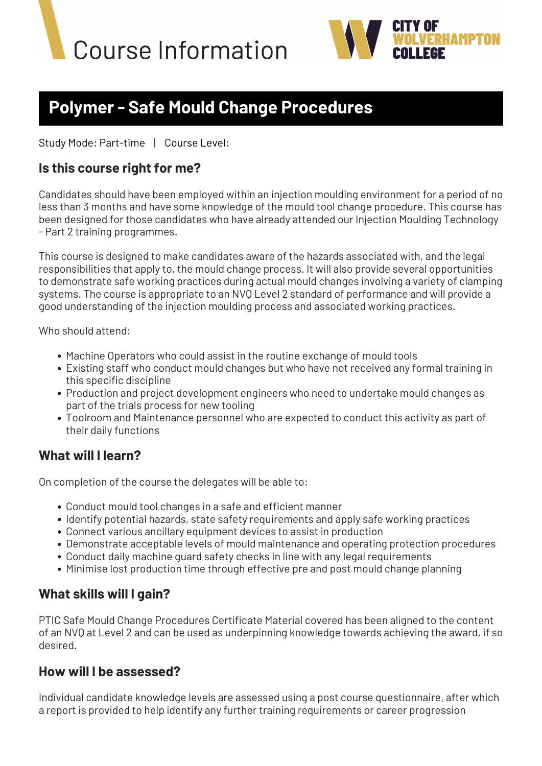# Course Information

CITY OF WOLVERHAMPTON COLLEGE

## Polymer - Safe Mould Change Procedures

Study Mode: Part-time | Course Level:

### Is this course right for me?

Candidates should have been employed within an injection moulding environment for a period of no less than 3 months and have some knowledge of the mould tool change procedure. This course has been designed for those candidates who have already attended our Injection Moulding Technology - Part 2 training programmes.

This course is designed to make candidates aware of the hazards associated with, and the legal responsibilities that apply to, the mould change process. It will also provide several opportunities to demonstrate safe working practices during actual mould changes involving a variety of clamping systems. The course is appropriate to an NVQ Level 2 standard of performance and will provide a good understanding of the injection moulding process and associated working practices.

Who should attend:

- Machine Operators who could assist in the routine exchange of mould tools
- Existing staff who conduct mould changes but who have not received any formal training in this specific discipline
- Production and project development engineers who need to undertake mould changes as part of the trials process for new tooling
- Toolroom and Maintenance personnel who are expected to conduct this activity as part of their daily functions

### What will I learn?

On completion of the course the delegates will be able to:

- Conduct mould tool changes in a safe and efficient manner
- Identify potential hazards, state safety requirements and apply safe working practices
- Connect various ancillary equipment devices to assist in production
- Demonstrate acceptable levels of mould maintenance and operating protection procedures
- Conduct daily machine guard safety checks in line with any legal requirements
- Minimise lost production time through effective pre and post mould change planning

### What skills will I gain?

PTIC Safe Mould Change Procedures Certificate Material covered has been aligned to the content of an NVQ at Level 2 and can be used as underpinning knowledge towards achieving the award, if so desired.

### How will I be assessed?

Individual candidate knowledge levels are assessed using a post course questionnaire, after which a report is provided to help identify any further training requirements or career progression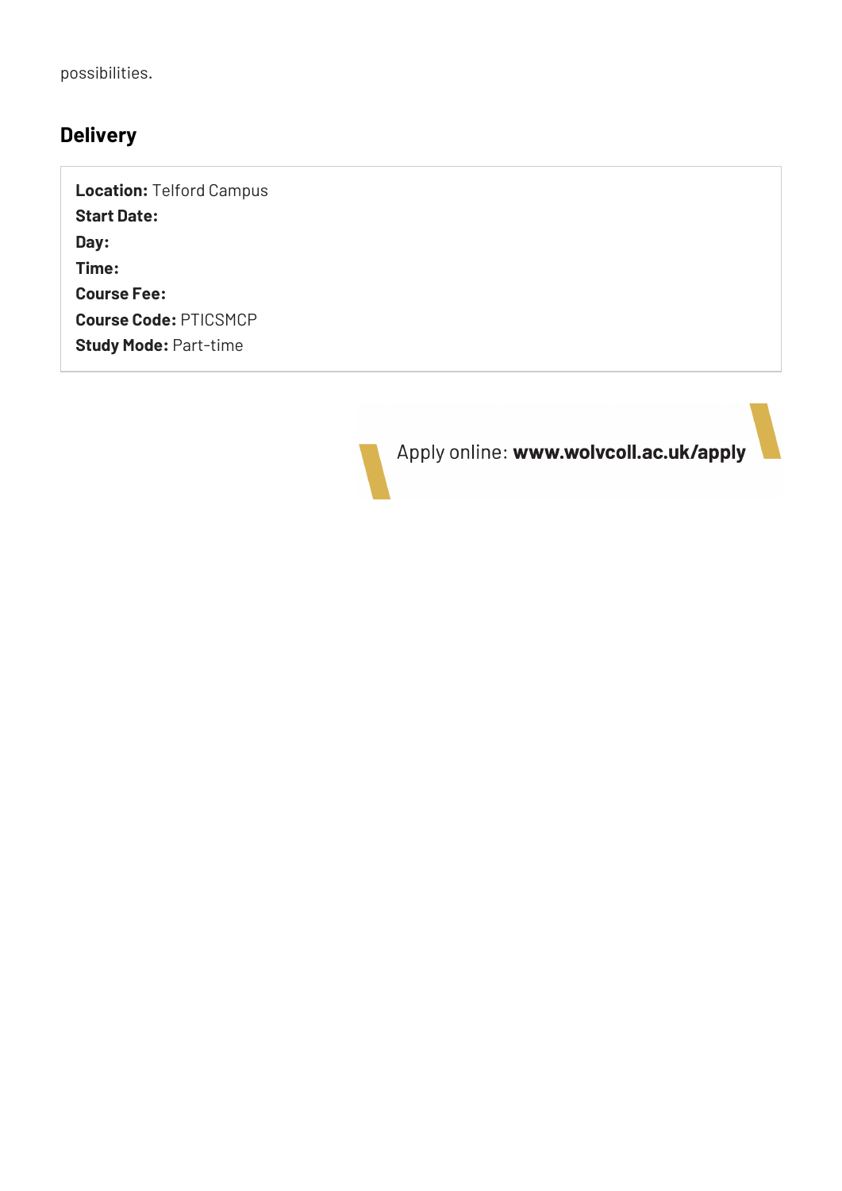possibilities.

## Delivery

**Location:** Telford Campus
**Start Date:**
**Day:**
**Time:**
**Course Fee:**
**Course Code:** PTICSMCP
**Study Mode:** Part-time

Apply online: **www.wolvcoll.ac.uk/apply**